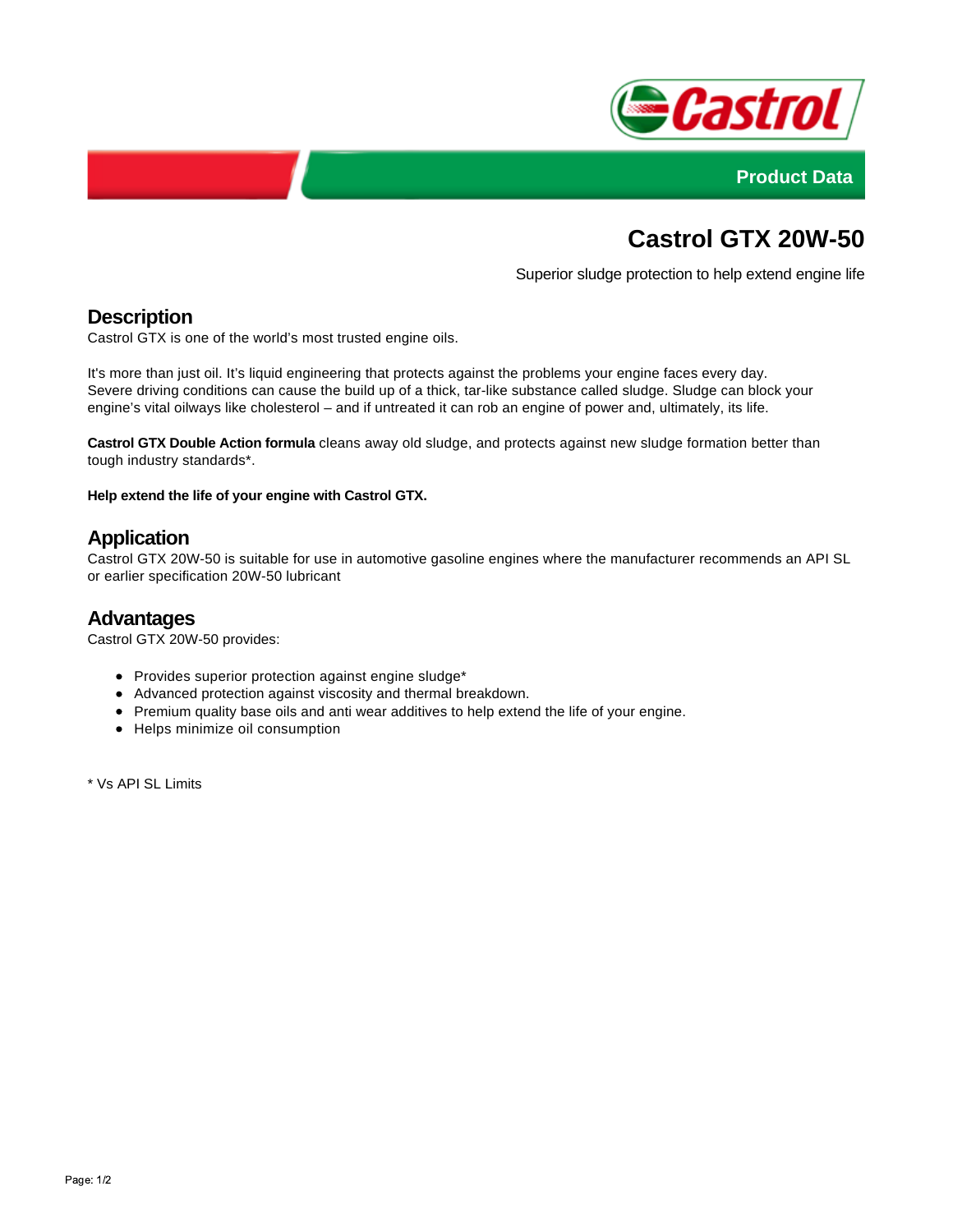Product Data

# Castrol GTX 20W-50

Superior sludge protection to help extend engine life

## Description

Castrol GTX is one of the world's most trusted engine oils.

It's more than just oil. It's liquid engineering that protects against the problems your engine faces every day. Severe driving conditions can cause the build up of a thick, tar-like substance called sludge. Sludge can block your engine's vital oilways like cholesterol – and if untreated it can rob an engine of power and, ultimately, its life.

**Castrol GTX Double Action formula** cleans away old sludge, and protects against new sludge formation better than tough industry standards*.

**Help extend the life of your engine with Castrol GTX.**

## Application

Castrol GTX 20W-50 is suitable for use in automotive gasoline engines where the manufacturer recommends an API SL or earlier specification 20W-50 lubricant

## Advantages

Castrol GTX 20W-50 provides:

- Provides superior protection against engine sludge*
- Advanced protection against viscosity and thermal breakdown.
- Premium quality base oils and anti wear additives to help extend the life of your engine.
- Helps minimize oil consumption

* Vs API SL Limits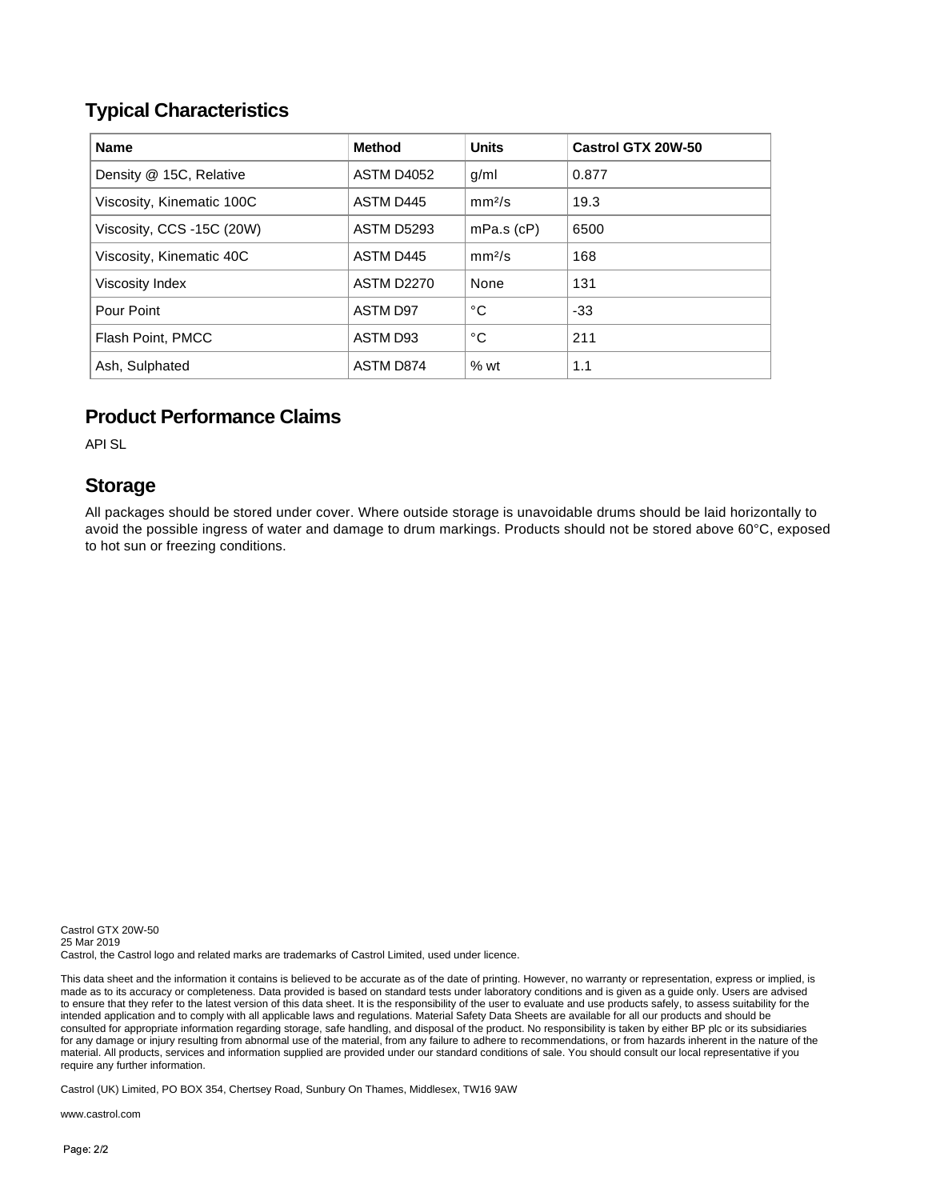## Typical Characteristics

| Name | Method | Units | Castrol GTX 20W-50 |
|---|---|---|---|
| Density @ 15C, Relative | ASTM D4052 | g/ml | 0.877 |
| Viscosity, Kinematic 100C | ASTM D445 | $mm^2/s$ | 19.3 |
| Viscosity, CCS -15C (20W) | ASTM D5293 | mPa.s (cP) | 6500 |
| Viscosity, Kinematic 40C | ASTM D445 | $mm^2/s$ | 168 |
| Viscosity Index | ASTM D2270 | None | 131 |
| Pour Point | ASTM D97 | °C | -33 |
| Flash Point, PMCC | ASTM D93 | °C | 211 |
| Ash, Sulphated | ASTM D874 | % wt | 1.1 |

## Product Performance Claims

API SL

## Storage

All packages should be stored under cover. Where outside storage is unavoidable drums should be laid horizontally to avoid the possible ingress of water and damage to drum markings. Products should not be stored above 60°C, exposed to hot sun or freezing conditions.

Castrol GTX 20W-50
25 Mar 2019
Castrol, the Castrol logo and related marks are trademarks of Castrol Limited, used under licence.

This data sheet and the information it contains is believed to be accurate as of the date of printing. However, no warranty or representation, express or implied, is made as to its accuracy or completeness. Data provided is based on standard tests under laboratory conditions and is given as a guide only. Users are advised to ensure that they refer to the latest version of this data sheet. It is the responsibility of the user to evaluate and use products safely, to assess suitability for the intended application and to comply with all applicable laws and regulations. Material Safety Data Sheets are available for all our products and should be consulted for appropriate information regarding storage, safe handling, and disposal of the product. No responsibility is taken by either BP plc or its subsidiaries for any damage or injury resulting from abnormal use of the material, from any failure to adhere to recommendations, or from hazards inherent in the nature of the material. All products, services and information supplied are provided under our standard conditions of sale. You should consult our local representative if you require any further information.

Castrol (UK) Limited, PO BOX 354, Chertsey Road, Sunbury On Thames, Middlesex, TW16 9AW

www.castrol.com